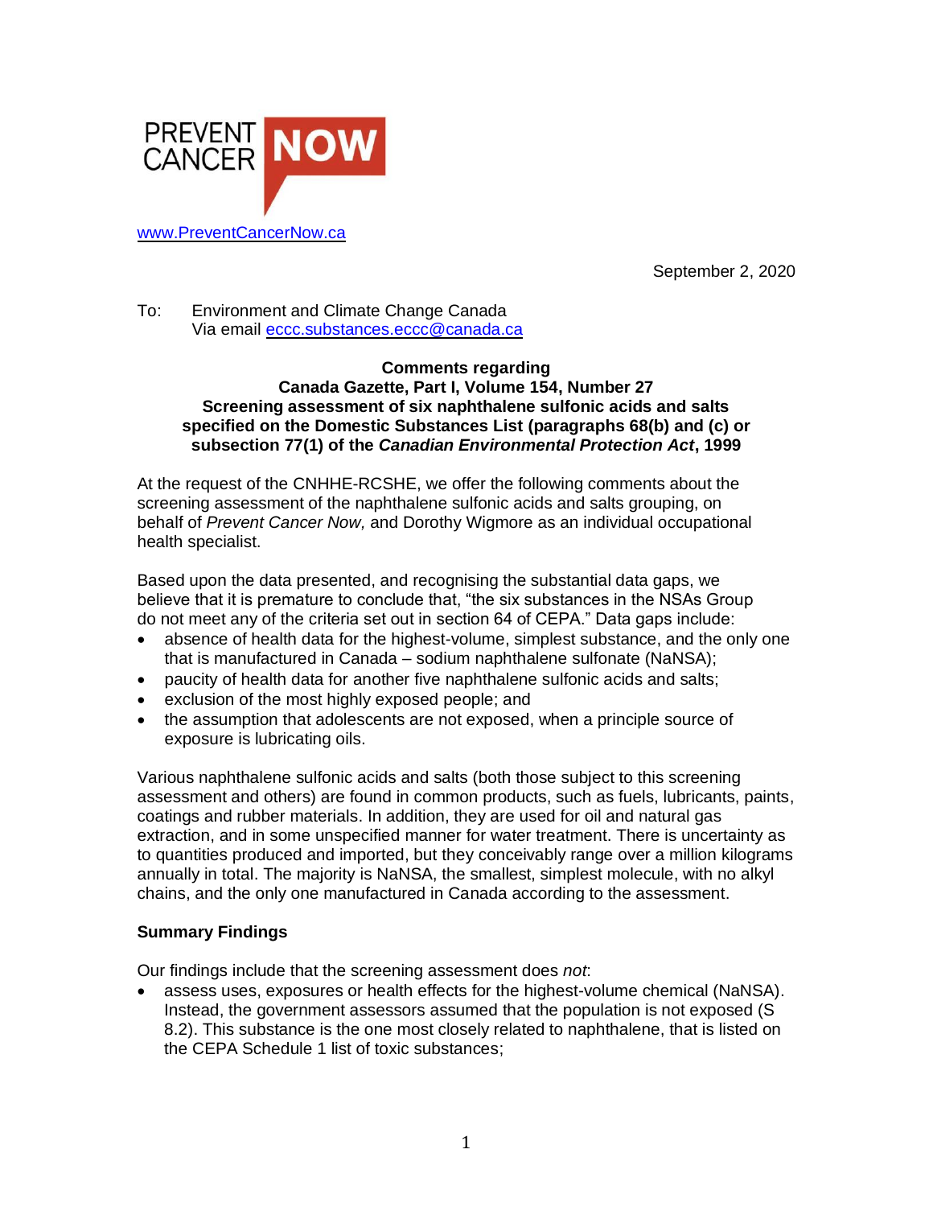PREVENT CANCER NOW

www.PreventCancerNow.ca

September 2, 2020

To: Environment and Climate Change Canada
Via email eccc.substances.eccc@canada.ca

**Comments regarding**
**Canada Gazette, Part I, Volume 154, Number 27**
**Screening assessment of six naphthalene sulfonic acids and salts specified on the Domestic Substances List (paragraphs 68(b) and (c) or subsection 77(1) of the *Canadian Environmental Protection Act*, 1999**

At the request of the CNHHE-RCSHE, we offer the following comments about the screening assessment of the naphthalene sulfonic acids and salts grouping, on behalf of *Prevent Cancer Now,* and Dorothy Wigmore as an individual occupational health specialist.

Based upon the data presented, and recognising the substantial data gaps, we believe that it is premature to conclude that, "the six substances in the NSAs Group do not meet any of the criteria set out in section 64 of CEPA." Data gaps include:

- absence of health data for the highest-volume, simplest substance, and the only one that is manufactured in Canada – sodium naphthalene sulfonate (NaNSA);
- paucity of health data for another five naphthalene sulfonic acids and salts;
- exclusion of the most highly exposed people; and
- the assumption that adolescents are not exposed, when a principle source of exposure is lubricating oils.

Various naphthalene sulfonic acids and salts (both those subject to this screening assessment and others) are found in common products, such as fuels, lubricants, paints, coatings and rubber materials. In addition, they are used for oil and natural gas extraction, and in some unspecified manner for water treatment. There is uncertainty as to quantities produced and imported, but they conceivably range over a million kilograms annually in total. The majority is NaNSA, the smallest, simplest molecule, with no alkyl chains, and the only one manufactured in Canada according to the assessment.

**Summary Findings**

Our findings include that the screening assessment does *not*:

- assess uses, exposures or health effects for the highest-volume chemical (NaNSA). Instead, the government assessors assumed that the population is not exposed (S 8.2). This substance is the one most closely related to naphthalene, that is listed on the CEPA Schedule 1 list of toxic substances;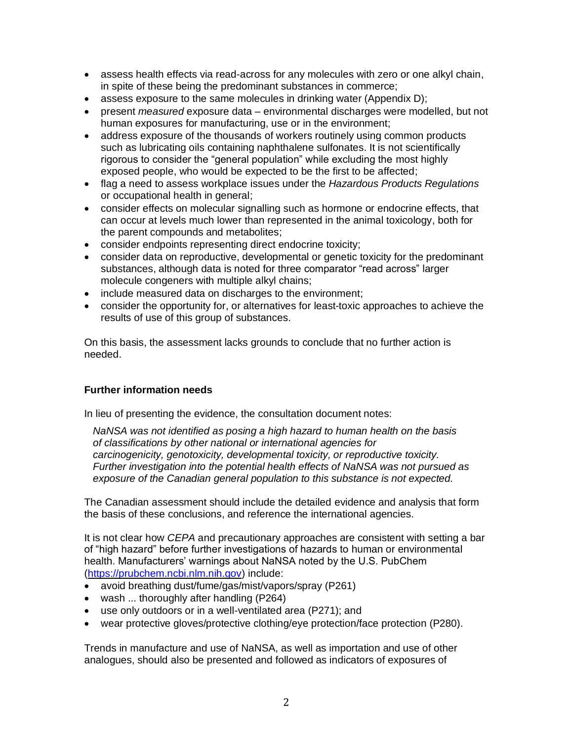- assess health effects via read-across for any molecules with zero or one alkyl chain, in spite of these being the predominant substances in commerce;
- assess exposure to the same molecules in drinking water (Appendix D);
- present *measured* exposure data – environmental discharges were modelled, but not human exposures for manufacturing, use or in the environment;
- address exposure of the thousands of workers routinely using common products such as lubricating oils containing naphthalene sulfonates. It is not scientifically rigorous to consider the "general population" while excluding the most highly exposed people, who would be expected to be the first to be affected;
- flag a need to assess workplace issues under the *Hazardous Products Regulations* or occupational health in general;
- consider effects on molecular signalling such as hormone or endocrine effects, that can occur at levels much lower than represented in the animal toxicology, both for the parent compounds and metabolites;
- consider endpoints representing direct endocrine toxicity;
- consider data on reproductive, developmental or genetic toxicity for the predominant substances, although data is noted for three comparator "read across" larger molecule congeners with multiple alkyl chains;
- include measured data on discharges to the environment;
- consider the opportunity for, or alternatives for least-toxic approaches to achieve the results of use of this group of substances.

On this basis, the assessment lacks grounds to conclude that no further action is needed.

### Further information needs

In lieu of presenting the evidence, the consultation document notes:

> *NaNSA was not identified as posing a high hazard to human health on the basis of classifications by other national or international agencies for carcinogenicity, genotoxicity, developmental toxicity, or reproductive toxicity. Further investigation into the potential health effects of NaNSA was not pursued as exposure of the Canadian general population to this substance is not expected.*

The Canadian assessment should include the detailed evidence and analysis that form the basis of these conclusions, and reference the international agencies.

It is not clear how *CEPA* and precautionary approaches are consistent with setting a bar of "high hazard" before further investigations of hazards to human or environmental health. Manufacturers' warnings about NaNSA noted by the U.S. PubChem (https://prubchem.ncbi.nlm.nih.gov) include:

- avoid breathing dust/fume/gas/mist/vapors/spray (P261)
- wash ... thoroughly after handling (P264)
- use only outdoors or in a well-ventilated area (P271); and
- wear protective gloves/protective clothing/eye protection/face protection (P280).

Trends in manufacture and use of NaNSA, as well as importation and use of other analogues, should also be presented and followed as indicators of exposures of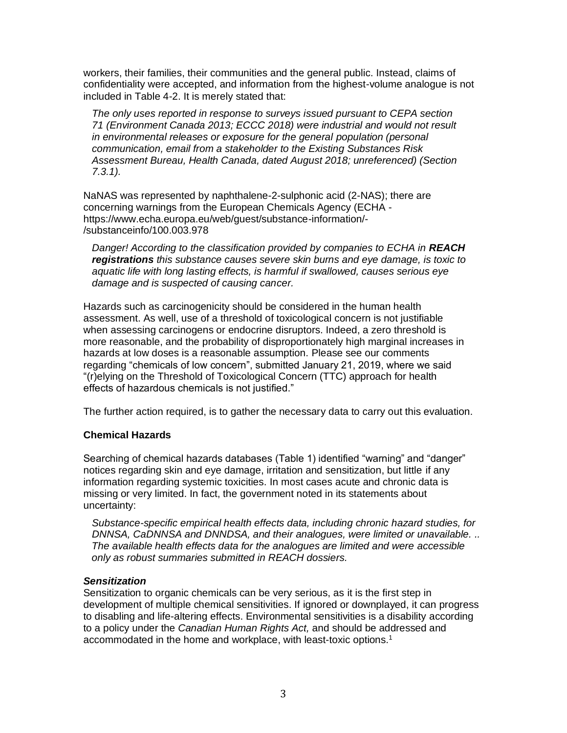workers, their families, their communities and the general public. Instead, claims of confidentiality were accepted, and information from the highest-volume analogue is not included in Table 4-2. It is merely stated that:

> *The only uses reported in response to surveys issued pursuant to CEPA section 71 (Environment Canada 2013; ECCC 2018) were industrial and would not result in environmental releases or exposure for the general population (personal communication, email from a stakeholder to the Existing Substances Risk Assessment Bureau, Health Canada, dated August 2018; unreferenced) (Section 7.3.1).*

NaNAS was represented by naphthalene-2-sulphonic acid (2-NAS); there are concerning warnings from the European Chemicals Agency (ECHA - https://www.echa.europa.eu/web/guest/substance-information/-/substanceinfo/100.003.978

> *Danger! According to the classification provided by companies to ECHA in **REACH registrations** this substance causes severe skin burns and eye damage, is toxic to aquatic life with long lasting effects, is harmful if swallowed, causes serious eye damage and is suspected of causing cancer.*

Hazards such as carcinogenicity should be considered in the human health assessment. As well, use of a threshold of toxicological concern is not justifiable when assessing carcinogens or endocrine disruptors. Indeed, a zero threshold is more reasonable, and the probability of disproportionately high marginal increases in hazards at low doses is a reasonable assumption. Please see our comments regarding "chemicals of low concern", submitted January 21, 2019, where we said "(r)elying on the Threshold of Toxicological Concern (TTC) approach for health effects of hazardous chemicals is not justified."

The further action required, is to gather the necessary data to carry out this evaluation.

## Chemical Hazards

Searching of chemical hazards databases (Table 1) identified "warning" and "danger" notices regarding skin and eye damage, irritation and sensitization, but little if any information regarding systemic toxicities. In most cases acute and chronic data is missing or very limited. In fact, the government noted in its statements about uncertainty:

> *Substance-specific empirical health effects data, including chronic hazard studies, for DNNSA, CaDNNSA and DNNDSA, and their analogues, were limited or unavailable. .. The available health effects data for the analogues are limited and were accessible only as robust summaries submitted in REACH dossiers.*

### *Sensitization*

Sensitization to organic chemicals can be very serious, as it is the first step in development of multiple chemical sensitivities. If ignored or downplayed, it can progress to disabling and life-altering effects. Environmental sensitivities is a disability according to a policy under the *Canadian Human Rights Act,* and should be addressed and accommodated in the home and workplace, with least-toxic options.[1]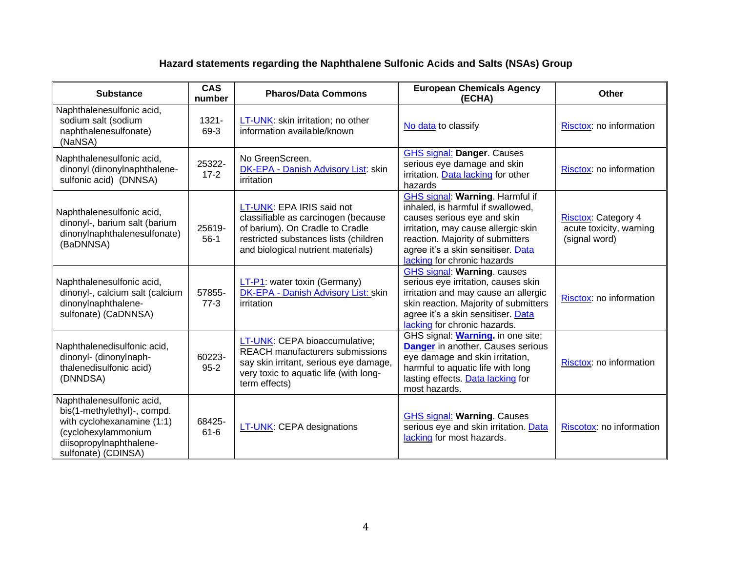**Hazard statements regarding the Naphthalene Sulfonic Acids and Salts (NSAs) Group**

| Substance | CAS number | Pharos/Data Commons | European Chemicals Agency (ECHA) | Other |
|---|---|---|---|---|
| Naphthalenesulfonic acid, sodium salt (sodium naphthalenesulfonate) (NaNSA) | 1321-69-3 | LT-UNK: skin irritation; no other information available/known | No data to classify | Risctox: no information |
| Naphthalenesulfonic acid, dinonyl (dinonylnaphthalene-sulfonic acid) (DNNSA) | 25322-17-2 | No GreenScreen. DK-EPA - Danish Advisory List: skin irritation | GHS signal: **Danger**. Causes serious eye damage and skin irritation. Data lacking for other hazards | Risctox: no information |
| Naphthalenesulfonic acid, dinonyl-, barium salt (barium dinonylnaphthalenesulfonate) (BaDNNSA) | 25619-56-1 | LT-UNK: EPA IRIS said not classifiable as carcinogen (because of barium). On Cradle to Cradle restricted substances lists (children and biological nutrient materials) | GHS signal: **Warning**. Harmful if inhaled, is harmful if swallowed, causes serious eye and skin irritation, may cause allergic skin reaction. Majority of submitters agree it's a skin sensitiser. Data lacking for chronic hazards | Risctox: Category 4 acute toxicity, warning (signal word) |
| Naphthalenesulfonic acid, dinonyl-, calcium salt (calcium dinonylnaphthalene-sulfonate) (CaDNNSA) | 57855-77-3 | LT-P1: water toxin (Germany) DK-EPA - Danish Advisory List: skin irritation | GHS signal: **Warning**. causes serious eye irritation, causes skin irritation and may cause an allergic skin reaction. Majority of submitters agree it's a skin sensitiser. Data lacking for chronic hazards. | Risctox: no information |
| Naphthalenedisulfonic acid, dinonyl- (dinonylnaph-thalenedisulfonic acid) (DNNDSA) | 60223-95-2 | LT-UNK: CEPA bioaccumulative; REACH manufacturers submissions say skin irritant, serious eye damage, very toxic to aquatic life (with long-term effects) | GHS signal: **Warning.** in one site; **Danger** in another. Causes serious eye damage and skin irritation, harmful to aquatic life with long lasting effects. Data lacking for most hazards. | Risctox: no information |
| Naphthalenesulfonic acid, bis(1-methylethyl)-, compd. with cyclohexanamine (1:1) (cyclohexylammonium diisopropylnaphthalene-sulfonate) (CDINSA) | 68425-61-6 | LT-UNK: CEPA designations | GHS signal: **Warning**. Causes serious eye and skin irritation. Data lacking for most hazards. | Riscotox: no information |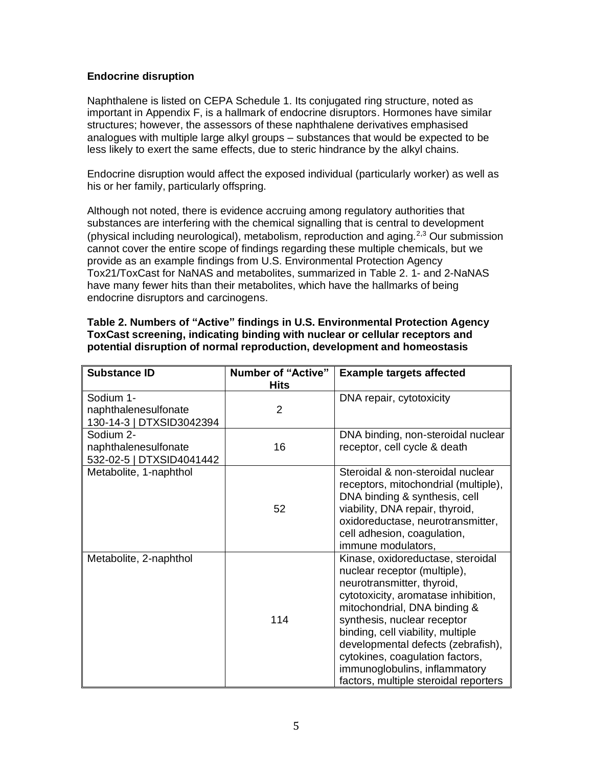**Endocrine disruption**

Naphthalene is listed on CEPA Schedule 1. Its conjugated ring structure, noted as important in Appendix F, is a hallmark of endocrine disruptors. Hormones have similar structures; however, the assessors of these naphthalene derivatives emphasised analogues with multiple large alkyl groups – substances that would be expected to be less likely to exert the same effects, due to steric hindrance by the alkyl chains.

Endocrine disruption would affect the exposed individual (particularly worker) as well as his or her family, particularly offspring.

Although not noted, there is evidence accruing among regulatory authorities that substances are interfering with the chemical signalling that is central to development (physical including neurological), metabolism, reproduction and aging.[2,3] Our submission cannot cover the entire scope of findings regarding these multiple chemicals, but we provide as an example findings from U.S. Environmental Protection Agency Tox21/ToxCast for NaNAS and metabolites, summarized in Table 2. 1- and 2-NaNAS have many fewer hits than their metabolites, which have the hallmarks of being endocrine disruptors and carcinogens.

**Table 2. Numbers of "Active" findings in U.S. Environmental Protection Agency ToxCast screening, indicating binding with nuclear or cellular receptors and potential disruption of normal reproduction, development and homeostasis**

| Substance ID | Number of "Active" Hits | Example targets affected |
|---|---|---|
| Sodium 1-naphthalenesulfonate 130-14-3 \| DTXSID3042394 | 2 | DNA repair, cytotoxicity |
| Sodium 2-naphthalenesulfonate 532-02-5 \| DTXSID4041442 | 16 | DNA binding, non-steroidal nuclear receptor, cell cycle & death |
| Metabolite, 1-naphthol | 52 | Steroidal & non-steroidal nuclear receptors, mitochondrial (multiple), DNA binding & synthesis, cell viability, DNA repair, thyroid, oxidoreductase, neurotransmitter, cell adhesion, coagulation, immune modulators, |
| Metabolite, 2-naphthol | 114 | Kinase, oxidoreductase, steroidal nuclear receptor (multiple), neurotransmitter, thyroid, cytotoxicity, aromatase inhibition, mitochondrial, DNA binding & synthesis, nuclear receptor binding, cell viability, multiple developmental defects (zebrafish), cytokines, coagulation factors, immunoglobulins, inflammatory factors, multiple steroidal reporters |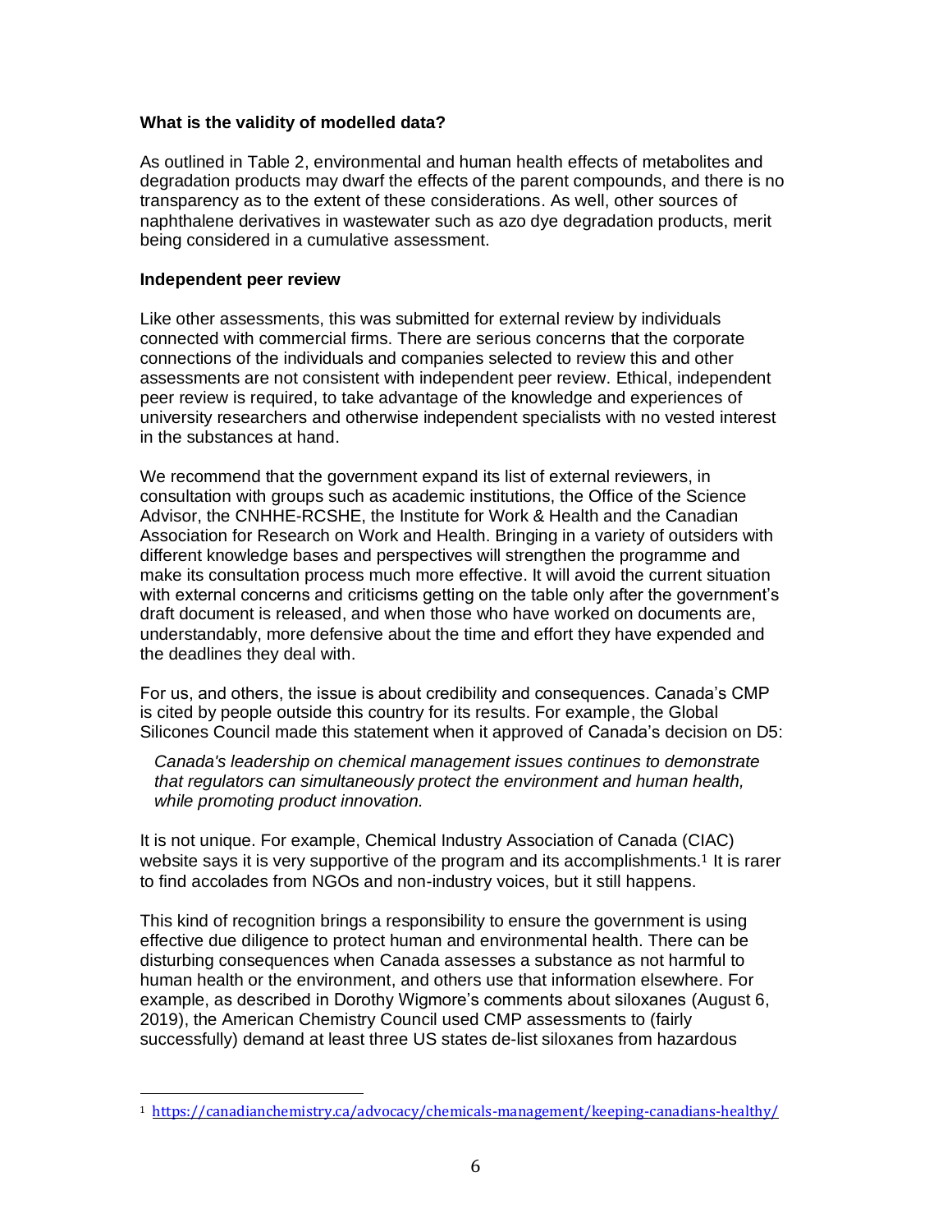**What is the validity of modelled data?**

As outlined in Table 2, environmental and human health effects of metabolites and degradation products may dwarf the effects of the parent compounds, and there is no transparency as to the extent of these considerations. As well, other sources of naphthalene derivatives in wastewater such as azo dye degradation products, merit being considered in a cumulative assessment.

**Independent peer review**

Like other assessments, this was submitted for external review by individuals connected with commercial firms. There are serious concerns that the corporate connections of the individuals and companies selected to review this and other assessments are not consistent with independent peer review. Ethical, independent peer review is required, to take advantage of the knowledge and experiences of university researchers and otherwise independent specialists with no vested interest in the substances at hand.

We recommend that the government expand its list of external reviewers, in consultation with groups such as academic institutions, the Office of the Science Advisor, the CNHHE-RCSHE, the Institute for Work & Health and the Canadian Association for Research on Work and Health. Bringing in a variety of outsiders with different knowledge bases and perspectives will strengthen the programme and make its consultation process much more effective. It will avoid the current situation with external concerns and criticisms getting on the table only after the government's draft document is released, and when those who have worked on documents are, understandably, more defensive about the time and effort they have expended and the deadlines they deal with.

For us, and others, the issue is about credibility and consequences. Canada's CMP is cited by people outside this country for its results. For example, the Global Silicones Council made this statement when it approved of Canada's decision on D5:

> *Canada's leadership on chemical management issues continues to demonstrate that regulators can simultaneously protect the environment and human health, while promoting product innovation.*

It is not unique. For example, Chemical Industry Association of Canada (CIAC) website says it is very supportive of the program and its accomplishments.[1] It is rarer to find accolades from NGOs and non-industry voices, but it still happens.

This kind of recognition brings a responsibility to ensure the government is using effective due diligence to protect human and environmental health. There can be disturbing consequences when Canada assesses a substance as not harmful to human health or the environment, and others use that information elsewhere. For example, as described in Dorothy Wigmore's comments about siloxanes (August 6, 2019), the American Chemistry Council used CMP assessments to (fairly successfully) demand at least three US states de-list siloxanes from hazardous

---

[1] https://canadianchemistry.ca/advocacy/chemicals-management/keeping-canadians-healthy/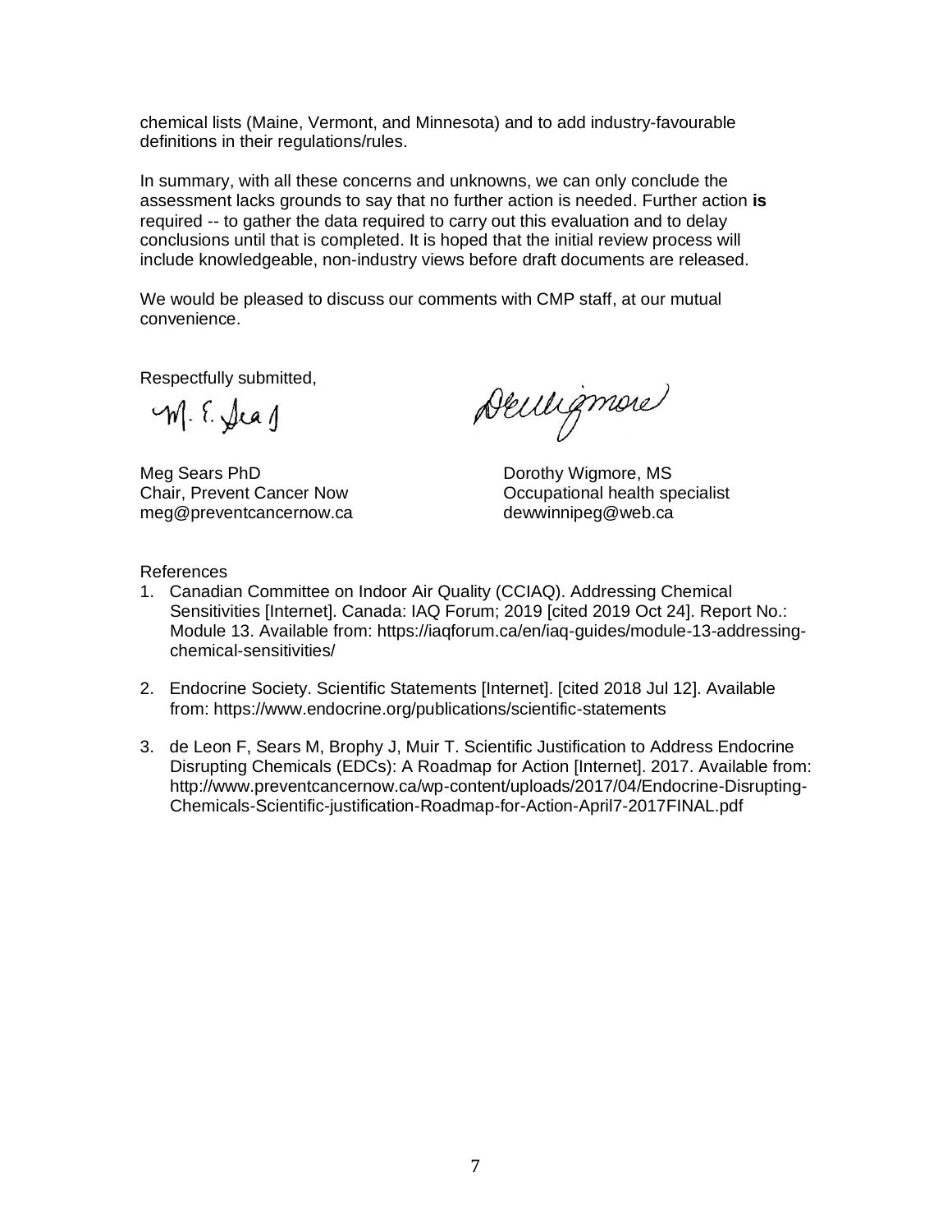chemical lists (Maine, Vermont, and Minnesota) and to add industry-favourable definitions in their regulations/rules.

In summary, with all these concerns and unknowns, we can only conclude the assessment lacks grounds to say that no further action is needed. Further action **is** required -- to gather the data required to carry out this evaluation and to delay conclusions until that is completed. It is hoped that the initial review process will include knowledgeable, non-industry views before draft documents are released.

We would be pleased to discuss our comments with CMP staff, at our mutual convenience.

Respectfully submitted,

Meg Sears PhD
Chair, Prevent Cancer Now
meg@preventcancernow.ca

Dorothy Wigmore, MS
Occupational health specialist
dewwinnipeg@web.ca

References

1. Canadian Committee on Indoor Air Quality (CCIAQ). Addressing Chemical Sensitivities [Internet]. Canada: IAQ Forum; 2019 [cited 2019 Oct 24]. Report No.: Module 13. Available from: https://iaqforum.ca/en/iaq-guides/module-13-addressing-chemical-sensitivities/

2. Endocrine Society. Scientific Statements [Internet]. [cited 2018 Jul 12]. Available from: https://www.endocrine.org/publications/scientific-statements

3. de Leon F, Sears M, Brophy J, Muir T. Scientific Justification to Address Endocrine Disrupting Chemicals (EDCs): A Roadmap for Action [Internet]. 2017. Available from: http://www.preventcancernow.ca/wp-content/uploads/2017/04/Endocrine-Disrupting-Chemicals-Scientific-justification-Roadmap-for-Action-April7-2017FINAL.pdf